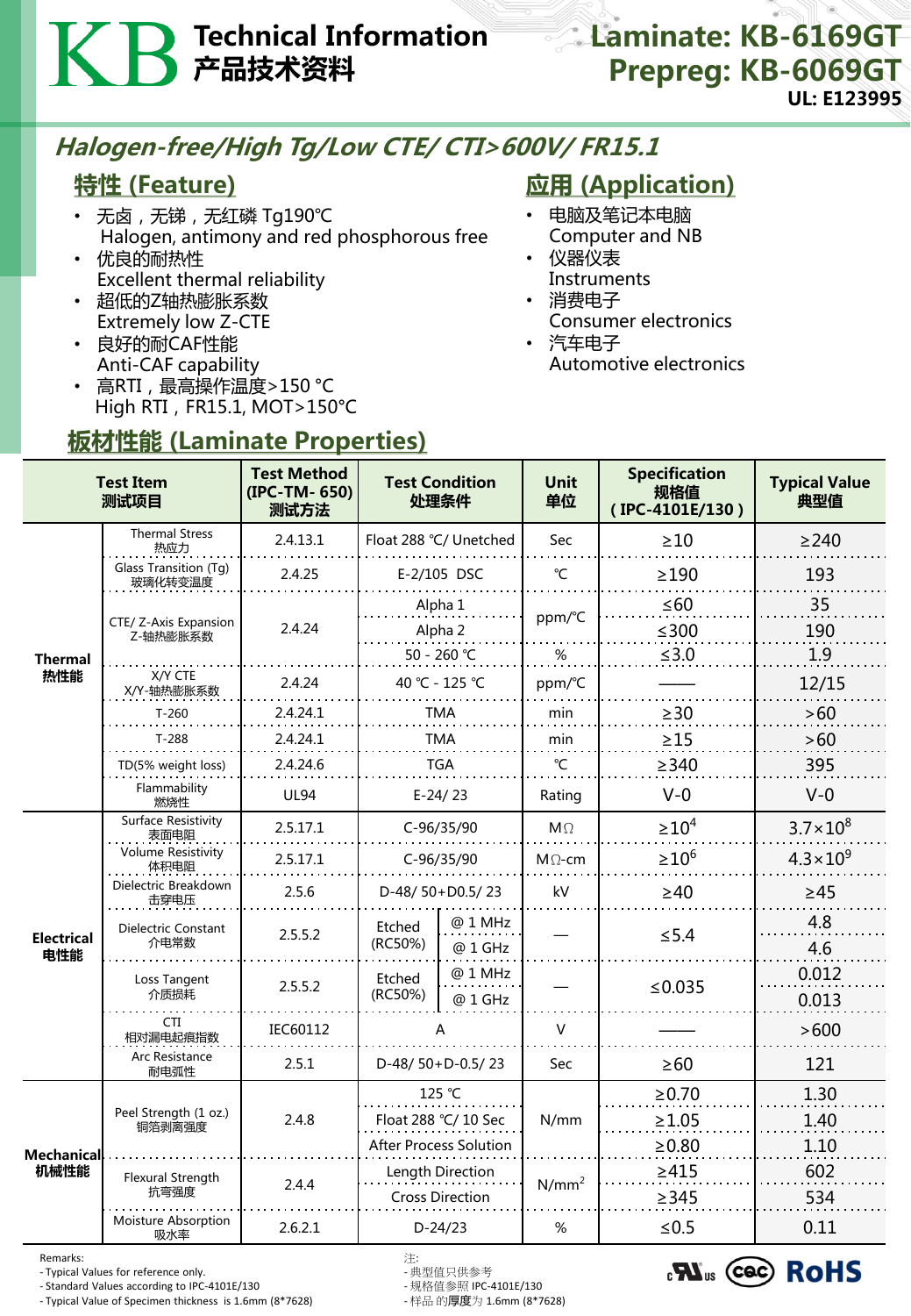# KB Technical Information 产品技术资料

**Laminate: KB-6169GT**
**Prepreg: KB-6069GT**
**UL: E123995**

## *Halogen-free/High Tg/Low CTE/ CTI>600V/ FR15.1*

### 特性 (Feature)

- 无卤，无锑，无红磷 Tg190℃
  Halogen, antimony and red phosphorous free
- 优良的耐热性
  Excellent thermal reliability
- 超低的Z轴热膨胀系数
  Extremely low Z-CTE
- 良好的耐CAF性能
  Anti-CAF capability
- 高RTI，最高操作温度>150 °C
  High RTI，FR15.1, MOT>150°C

### 应用 (Application)

- 电脑及笔记本电脑
  Computer and NB
- 仪器仪表
  Instruments
- 消费电子
  Consumer electronics
- 汽车电子
  Automotive electronics

### 板材性能 (Laminate Properties)

| Test Item 测试项目 | | Test Method (IPC-TM- 650) 测试方法 | Test Condition 处理条件 | | Unit 单位 | Specification 规格值 (IPC-4101E/130) | Typical Value 典型值 |
|---|---|---|---|---|---|---|---|
| Thermal 热性能 | Thermal Stress 热应力 | 2.4.13.1 | Float 288 ℃/ Unetched | | Sec | ≥10 | ≥240 |
| | Glass Transition (Tg) 玻璃化转变温度 | 2.4.25 | E-2/105 DSC | | ℃ | ≥190 | 193 |
| | CTE/ Z-Axis Expansion Z-轴热膨胀系数 | 2.4.24 | Alpha 1 | | ppm/℃ | ≤60 | 35 |
| | | | Alpha 2 | | | ≤300 | 190 |
| | | | 50 - 260 ℃ | | % | ≤3.0 | 1.9 |
| | X/Y CTE X/Y-轴热膨胀系数 | 2.4.24 | 40 ℃ - 125 ℃ | | ppm/℃ | —— | 12/15 |
| | T-260 | 2.4.24.1 | TMA | | min | ≥30 | >60 |
| | T-288 | 2.4.24.1 | TMA | | min | ≥15 | >60 |
| | TD(5% weight loss) | 2.4.24.6 | TGA | | ℃ | ≥340 | 395 |
| | Flammability 燃烧性 | UL94 | E-24/ 23 | | Rating | V-0 | V-0 |
| Electrical 电性能 | Surface Resistivity 表面电阻 | 2.5.17.1 | C-96/35/90 | | MΩ | $\geq 10^4$ | $3.7\times10^8$ |
| | Volume Resistivity 体积电阻 | 2.5.17.1 | C-96/35/90 | | MΩ-cm | $\geq 10^6$ | $4.3\times10^9$ |
| | Dielectric Breakdown 击穿电压 | 2.5.6 | D-48/ 50+D0.5/ 23 | | kV | ≥40 | ≥45 |
| | Dielectric Constant 介电常数 | 2.5.5.2 | Etched (RC50%) | @ 1 MHz | — | ≤5.4 | 4.8 |
| | | | | @ 1 GHz | | | 4.6 |
| | Loss Tangent 介质损耗 | 2.5.5.2 | Etched (RC50%) | @ 1 MHz | — | ≤0.035 | 0.012 |
| | | | | @ 1 GHz | | | 0.013 |
| | CTI 相对漏电起痕指数 | IEC60112 | A | | V | —— | >600 |
| | Arc Resistance 耐电弧性 | 2.5.1 | D-48/ 50+D-0.5/ 23 | | Sec | ≥60 | 121 |
| Mechanical 机械性能 | Peel Strength (1 oz.) 铜箔剥离强度 | 2.4.8 | 125 ℃ | | N/mm | ≥0.70 | 1.30 |
| | | | Float 288 ℃/ 10 Sec | | | ≥1.05 | 1.40 |
| | | | After Process Solution | | | ≥0.80 | 1.10 |
| | Flexural Strength 抗弯强度 | 2.4.4 | Length Direction | | $N/mm^2$ | ≥415 | 602 |
| | | | Cross Direction | | | ≥345 | 534 |
| | Moisture Absorption 吸水率 | 2.6.2.1 | D-24/23 | | % | ≤0.5 | 0.11 |

Remarks:
- Typical Values for reference only.
- Standard Values according to IPC-4101E/130
- Typical Value of Specimen thickness is 1.6mm (8*7628)

注:
- 典型值只供参考
- 规格值参照 IPC-4101E/130
- 样品 的**厚度**为 1.6mm (8*7628)

RoHS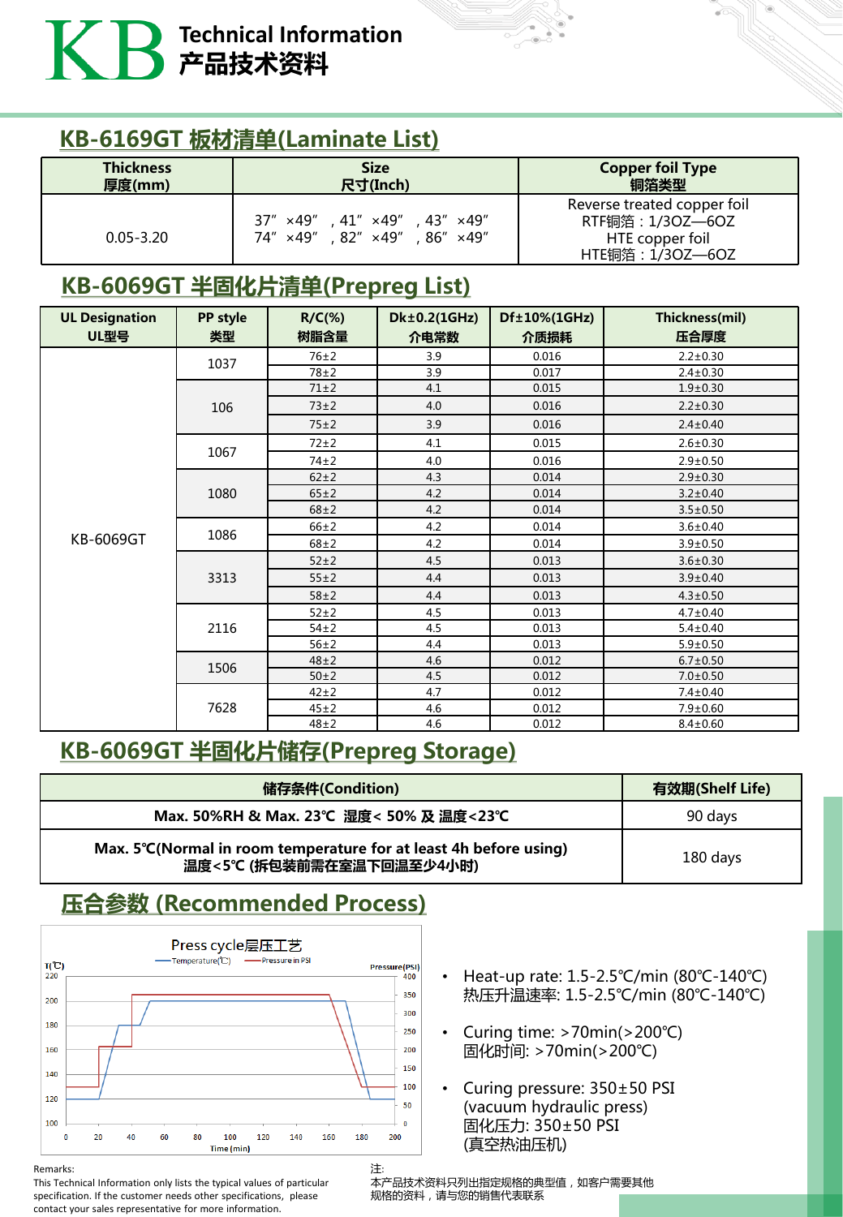# KB Technical Information 产品技术资料

## KB-6169GT 板材清单(Laminate List)

| Thickness 厚度(mm) | Size 尺寸(Inch) | Copper foil Type 铜箔类型 |
|---|---|---|
| 0.05-3.20 | 37″ ×49″ ，41″ ×49″ ，43″ ×49″ 74″ ×49″ ，82″ ×49″ ，86″ ×49″ | Reverse treated copper foil RTF铜箔：1/3OZ—6OZ HTE copper foil HTE铜箔：1/3OZ—6OZ |

## KB-6069GT 半固化片清单(Prepreg List)

| UL Designation UL型号 | PP style 类型 | R/C(%) 树脂含量 | Dk±0.2(1GHz) 介电常数 | Df±10%(1GHz) 介质损耗 | Thickness(mil) 压合厚度 |
|---|---|---|---|---|---|
| KB-6069GT | 1037 | 76±2 | 3.9 | 0.016 | 2.2±0.30 |
| | | 78±2 | 3.9 | 0.017 | 2.4±0.30 |
| | 106 | 71±2 | 4.1 | 0.015 | 1.9±0.30 |
| | | 73±2 | 4.0 | 0.016 | 2.2±0.30 |
| | | 75±2 | 3.9 | 0.016 | 2.4±0.40 |
| | 1067 | 72±2 | 4.1 | 0.015 | 2.6±0.30 |
| | | 74±2 | 4.0 | 0.016 | 2.9±0.50 |
| | 1080 | 62±2 | 4.3 | 0.014 | 2.9±0.30 |
| | | 65±2 | 4.2 | 0.014 | 3.2±0.40 |
| | | 68±2 | 4.2 | 0.014 | 3.5±0.50 |
| | 1086 | 66±2 | 4.2 | 0.014 | 3.6±0.40 |
| | | 68±2 | 4.2 | 0.014 | 3.9±0.50 |
| | 3313 | 52±2 | 4.5 | 0.013 | 3.6±0.30 |
| | | 55±2 | 4.4 | 0.013 | 3.9±0.40 |
| | | 58±2 | 4.4 | 0.013 | 4.3±0.50 |
| | 2116 | 52±2 | 4.5 | 0.013 | 4.7±0.40 |
| | | 54±2 | 4.5 | 0.013 | 5.4±0.40 |
| | | 56±2 | 4.4 | 0.013 | 5.9±0.50 |
| | 1506 | 48±2 | 4.6 | 0.012 | 6.7±0.50 |
| | | 50±2 | 4.5 | 0.012 | 7.0±0.50 |
| | 7628 | 42±2 | 4.7 | 0.012 | 7.4±0.40 |
| | | 45±2 | 4.6 | 0.012 | 7.9±0.60 |
| | | 48±2 | 4.6 | 0.012 | 8.4±0.60 |

## KB-6069GT 半固化片储存(Prepreg Storage)

| 储存条件(Condition) | 有效期(Shelf Life) |
|---|---|
| Max. 50%RH & Max. 23℃ 湿度< 50% 及 温度<23℃ | 90 days |
| Max. 5℃(Normal in room temperature for at least 4h before using) 温度<5℃ (拆包装前需在室温下回温至少4小时) | 180 days |

## 压合参数 (Recommended Process)

Press cycle层压工艺
Temperature(℃)
Pressure in PSI
T(℃)
220
200
180
160
140
120
100
Pressure(PSI)
400
350
300
250
200
150
100
50
0
0 20 40 60 80 100 120 140 160 180 200
Time (min)

- Heat-up rate: 1.5-2.5℃/min (80℃-140℃)
  热压升温速率: 1.5-2.5℃/min (80℃-140℃)
- Curing time: >70min(>200℃)
  固化时间: >70min(>200℃)
- Curing pressure: 350±50 PSI
  (vacuum hydraulic press)
  固化压力: 350±50 PSI
  (真空热油压机)

Remarks:
This Technical Information only lists the typical values of particular specification. If the customer needs other specifications, please contact your sales representative for more information.

注:
本产品技术资料只列出指定规格的典型值，如客户需要其他规格的资料，请与您的销售代表联系